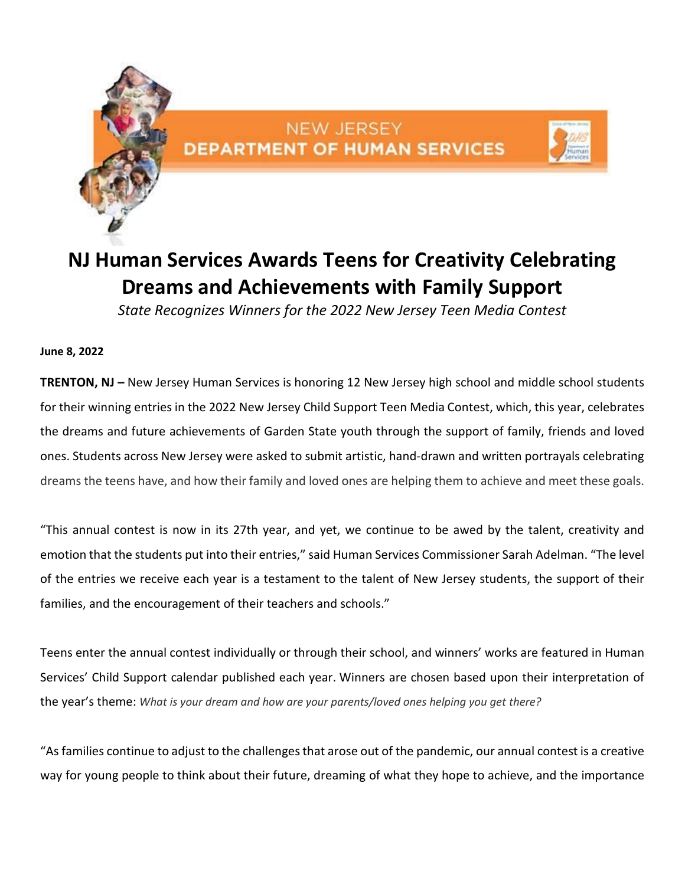NEW JERSEY
DEPARTMENT OF HUMAN SERVICES

# NJ Human Services Awards Teens for Creativity Celebrating Dreams and Achievements with Family Support

*State Recognizes Winners for the 2022 New Jersey Teen Media Contest*

**June 8, 2022**

**TRENTON, NJ –** New Jersey Human Services is honoring 12 New Jersey high school and middle school students for their winning entries in the 2022 New Jersey Child Support Teen Media Contest, which, this year, celebrates the dreams and future achievements of Garden State youth through the support of family, friends and loved ones. Students across New Jersey were asked to submit artistic, hand-drawn and written portrayals celebrating dreams the teens have, and how their family and loved ones are helping them to achieve and meet these goals.

"This annual contest is now in its 27th year, and yet, we continue to be awed by the talent, creativity and emotion that the students put into their entries," said Human Services Commissioner Sarah Adelman. "The level of the entries we receive each year is a testament to the talent of New Jersey students, the support of their families, and the encouragement of their teachers and schools."

Teens enter the annual contest individually or through their school, and winners' works are featured in Human Services' Child Support calendar published each year. Winners are chosen based upon their interpretation of the year's theme: *What is your dream and how are your parents/loved ones helping you get there?*

"As families continue to adjust to the challenges that arose out of the pandemic, our annual contest is a creative way for young people to think about their future, dreaming of what they hope to achieve, and the importance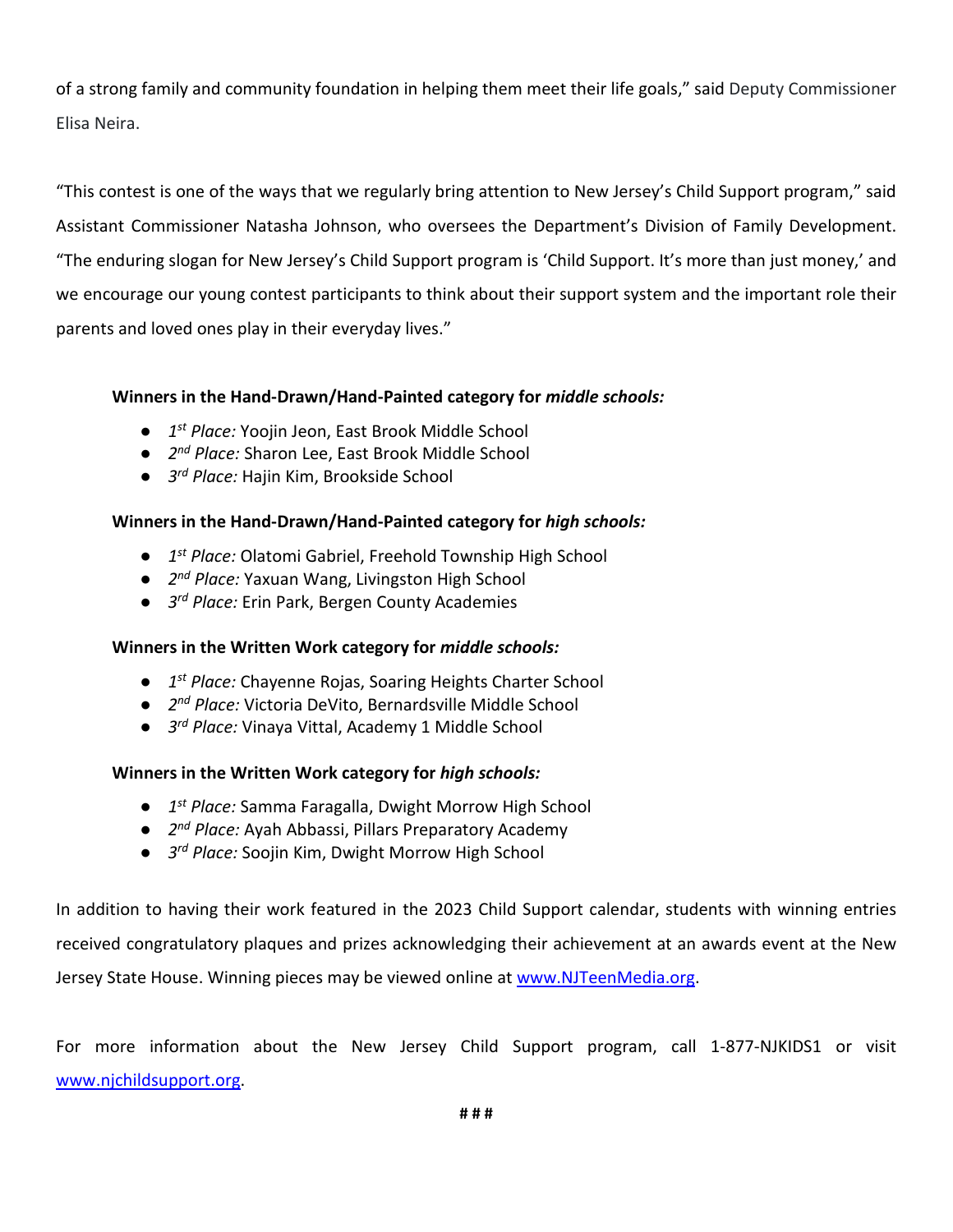of a strong family and community foundation in helping them meet their life goals," said Deputy Commissioner Elisa Neira.

"This contest is one of the ways that we regularly bring attention to New Jersey's Child Support program," said Assistant Commissioner Natasha Johnson, who oversees the Department's Division of Family Development. "The enduring slogan for New Jersey's Child Support program is 'Child Support. It's more than just money,' and we encourage our young contest participants to think about their support system and the important role their parents and loved ones play in their everyday lives."

**Winners in the Hand-Drawn/Hand-Painted category for *middle schools:***

- *1st Place:* Yoojin Jeon, East Brook Middle School
- *2nd Place:* Sharon Lee, East Brook Middle School
- *3rd Place:* Hajin Kim, Brookside School

**Winners in the Hand-Drawn/Hand-Painted category for *high schools:***

- *1st Place:* Olatomi Gabriel, Freehold Township High School
- *2nd Place:* Yaxuan Wang, Livingston High School
- *3rd Place:* Erin Park, Bergen County Academies

**Winners in the Written Work category for *middle schools:***

- *1st Place:* Chayenne Rojas, Soaring Heights Charter School
- *2nd Place:* Victoria DeVito, Bernardsville Middle School
- *3rd Place:* Vinaya Vittal, Academy 1 Middle School

**Winners in the Written Work category for *high schools:***

- *1st Place:* Samma Faragalla, Dwight Morrow High School
- *2nd Place:* Ayah Abbassi, Pillars Preparatory Academy
- *3rd Place:* Soojin Kim, Dwight Morrow High School

In addition to having their work featured in the 2023 Child Support calendar, students with winning entries received congratulatory plaques and prizes acknowledging their achievement at an awards event at the New Jersey State House. Winning pieces may be viewed online at [www.NJTeenMedia.org](http://www.NJTeenMedia.org).

For more information about the New Jersey Child Support program, call 1-877-NJKIDS1 or visit [www.njchildsupport.org](http://www.njchildsupport.org).

# # #